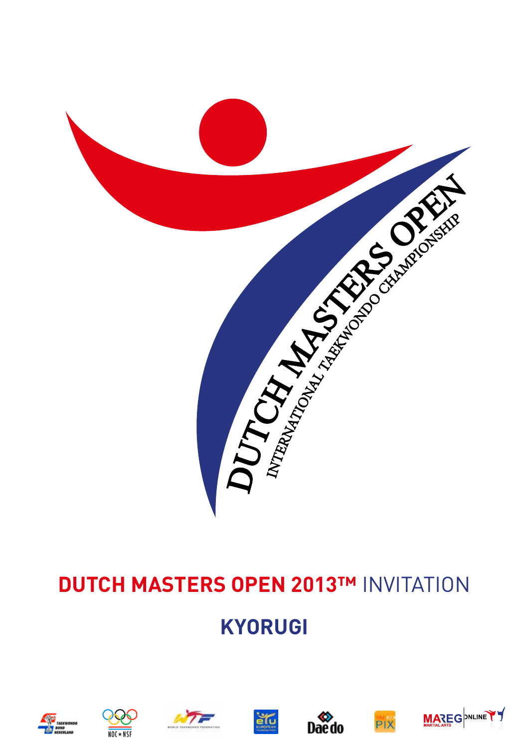DUTCH MASTERS OPEN

INTERNATIONAL TAEKWONDO CHAMPIONSHIP

# DUTCH MASTERS OPEN 2013™ INVITATION

## KYORUGI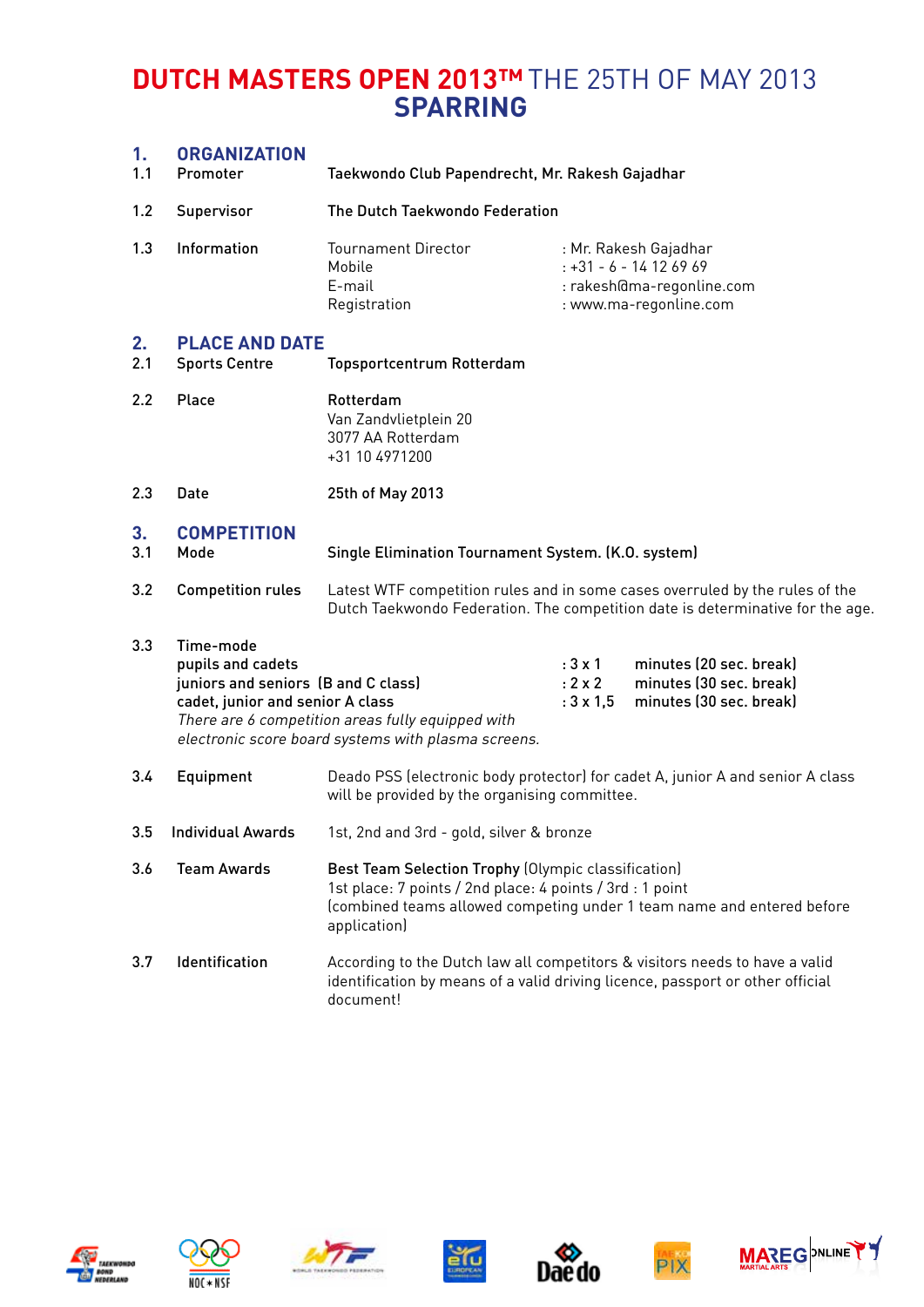# DUTCH MASTERS OPEN 2013™ THE 25TH OF MAY 2013
## SPARRING

### 1. ORGANIZATION

| | | | |
|---|---|---|---|
| 1.1 | Promoter | **Taekwondo Club Papendrecht, Mr. Rakesh Gajadhar** | |
| 1.2 | Supervisor | **The Dutch Taekwondo Federation** | |
| 1.3 | Information | Tournament Director | : Mr. Rakesh Gajadhar |
| | | Mobile | : +31 - 6 - 14 12 69 69 |
| | | E-mail | : rakesh@ma-regonline.com |
| | | Registration | : www.ma-regonline.com |

### 2. PLACE AND DATE

| | | |
|---|---|---|
| 2.1 | Sports Centre | **Topsportcentrum Rotterdam** |
| 2.2 | Place | **Rotterdam**<br>Van Zandvlietplein 20<br>3077 AA Rotterdam<br>+31 10 4971200 |
| 2.3 | Date | **25th of May 2013** |

### 3. COMPETITION

**3.1 Mode** — **Single Elimination Tournament System. (K.O. system)**

**3.2 Competition rules** — Latest WTF competition rules and in some cases overruled by the rules of the Dutch Taekwondo Federation. The competition date is determinative for the age.

**3.3 Time-mode**

| | | |
|---|---|---|
| **pupils and cadets** | **: 3 x 1** | **minutes (20 sec. break)** |
| **juniors and seniors (B and C class)** | **: 2 x 2** | **minutes (30 sec. break)** |
| **cadet, junior and senior A class** | **: 3 x 1,5** | **minutes (30 sec. break)** |

*There are 6 competition areas fully equipped with electronic score board systems with plasma screens.*

**3.4 Equipment** — Deado PSS (electronic body protector) for cadet A, junior A and senior A class will be provided by the organising committee.

**3.5 Individual Awards** — 1st, 2nd and 3rd - gold, silver & bronze

**3.6 Team Awards** — **Best Team Selection Trophy** (Olympic classification)
1st place: 7 points / 2nd place: 4 points / 3rd : 1 point
(combined teams allowed competing under 1 team name and entered before application)

**3.7 Identification** — According to the Dutch law all competitors & visitors needs to have a valid identification by means of a valid driving licence, passport or other official document!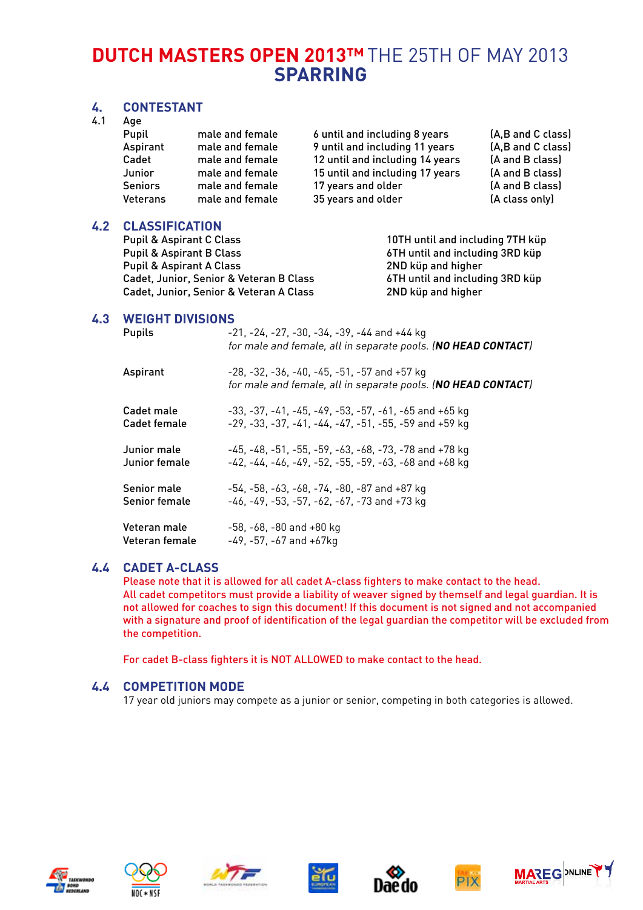# DUTCH MASTERS OPEN 2013™ THE 25TH OF MAY 2013
## SPARRING

## 4. CONTESTANT

### 4.1 Age

| | | | |
|---|---|---|---|
| Pupil | male and female | 6 until and including 8 years | (A,B and C class) |
| Aspirant | male and female | 9 until and including 11 years | (A,B and C class) |
| Cadet | male and female | 12 until and including 14 years | (A and B class) |
| Junior | male and female | 15 until and including 17 years | (A and B class) |
| Seniors | male and female | 17 years and older | (A and B class) |
| Veterans | male and female | 35 years and older | (A class only) |

### 4.2 CLASSIFICATION

| | |
|---|---|
| Pupil & Aspirant C Class | 10TH until and including 7TH küp |
| Pupil & Aspirant B Class | 6TH until and including 3RD küp |
| Pupil & Aspirant A Class | 2ND küp and higher |
| Cadet, Junior, Senior & Veteran B Class | 6TH until and including 3RD küp |
| Cadet, Junior, Senior & Veteran A Class | 2ND küp and higher |

### 4.3 WEIGHT DIVISIONS

| | |
|---|---|
| Pupils | -21, -24, -27, -30, -34, -39, -44 and +44 kg<br>*for male and female, all in separate pools. (**NO HEAD CONTACT**)* |
| Aspirant | -28, -32, -36, -40, -45, -51, -57 and +57 kg<br>*for male and female, all in separate pools. (**NO HEAD CONTACT**)* |
| Cadet male | -33, -37, -41, -45, -49, -53, -57, -61, -65 and +65 kg |
| Cadet female | -29, -33, -37, -41, -44, -47, -51, -55, -59 and +59 kg |
| Junior male | -45, -48, -51, -55, -59, -63, -68, -73, -78 and +78 kg |
| Junior female | -42, -44, -46, -49, -52, -55, -59, -63, -68 and +68 kg |
| Senior male | -54, -58, -63, -68, -74, -80, -87 and +87 kg |
| Senior female | -46, -49, -53, -57, -62, -67, -73 and +73 kg |
| Veteran male | -58, -68, -80 and +80 kg |
| Veteran female | -49, -57, -67 and +67kg |

### 4.4 CADET A-CLASS

Please note that it is allowed for all cadet A-class fighters to make contact to the head.
All cadet competitors must provide a liability of weaver signed by themself and legal guardian. It is not allowed for coaches to sign this document! If this document is not signed and not accompanied with a signature and proof of identification of the legal guardian the competitor will be excluded from the competition.

For cadet B-class fighters it is NOT ALLOWED to make contact to the head.

### 4.4 COMPETITION MODE

17 year old juniors may compete as a junior or senior, competing in both categories is allowed.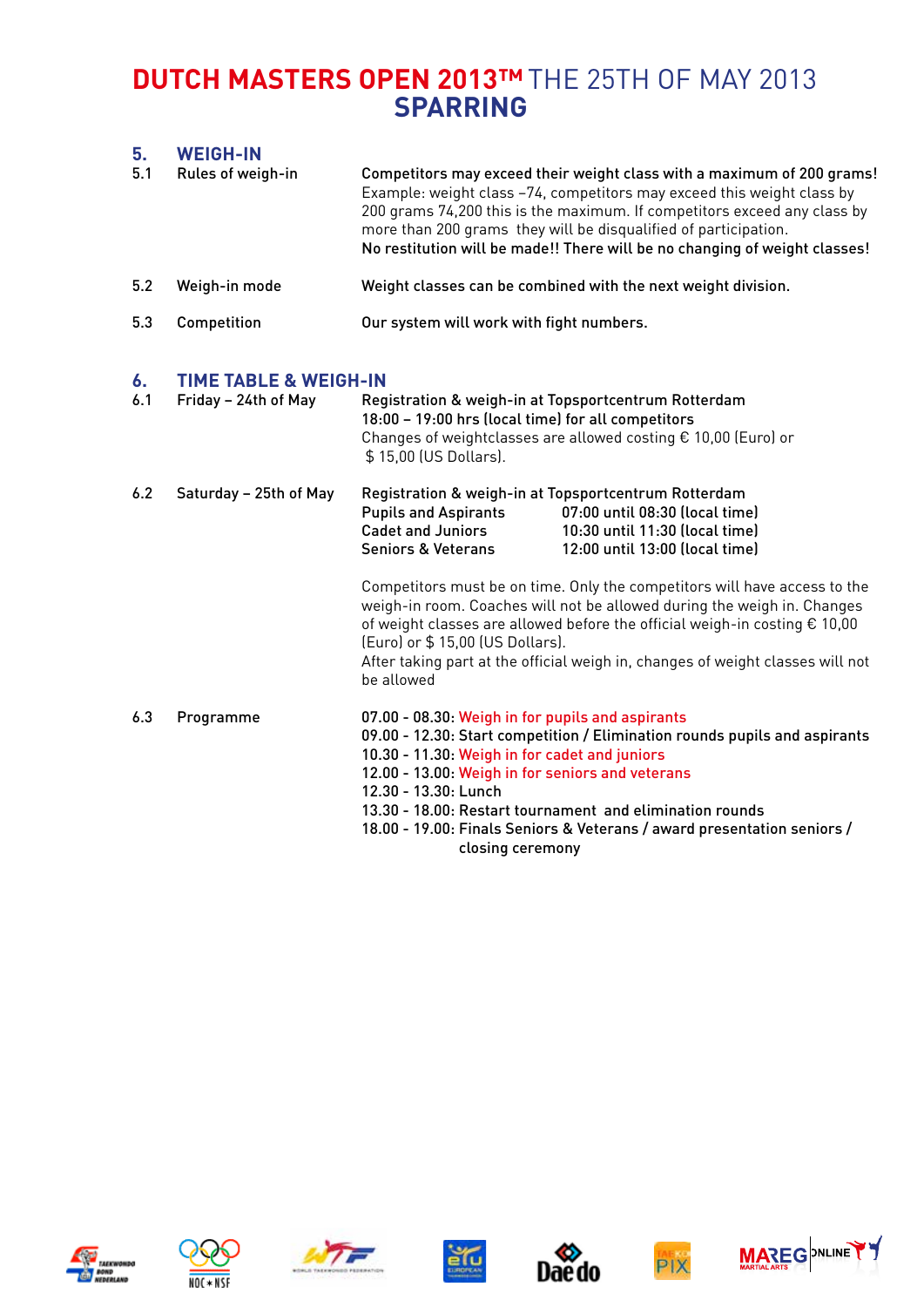# DUTCH MASTERS OPEN 2013™ THE 25TH OF MAY 2013
## SPARRING

## 5. WEIGH-IN

**5.1 Rules of weigh-in**

**Competitors may exceed their weight class with a maximum of 200 grams!**
Example: weight class –74, competitors may exceed this weight class by 200 grams 74,200 this is the maximum. If competitors exceed any class by more than 200 grams they will be disqualified of participation.
**No restitution will be made!! There will be no changing of weight classes!**

**5.2 Weigh-in mode**

Weight classes can be combined with the next weight division.

**5.3 Competition**

Our system will work with fight numbers.

## 6. TIME TABLE & WEIGH-IN

**6.1 Friday – 24th of May**

Registration & weigh-in at Topsportcentrum Rotterdam
18:00 – 19:00 hrs (local time) for all competitors
Changes of weightclasses are allowed costing € 10,00 (Euro) or $ 15,00 (US Dollars).

**6.2 Saturday – 25th of May**

Registration & weigh-in at Topsportcentrum Rotterdam

| | |
|---|---|
| Pupils and Aspirants | 07:00 until 08:30 (local time) |
| Cadet and Juniors | 10:30 until 11:30 (local time) |
| Seniors & Veterans | 12:00 until 13:00 (local time) |

Competitors must be on time. Only the competitors will have access to the weigh-in room. Coaches will not be allowed during the weigh in. Changes of weight classes are allowed before the official weigh-in costing € 10,00 (Euro) or $ 15,00 (US Dollars).
After taking part at the official weigh in, changes of weight classes will not be allowed

**6.3 Programme**

07.00 - 08.30: Weigh in for pupils and aspirants
09.00 - 12.30: Start competition / Elimination rounds pupils and aspirants
10.30 - 11.30: Weigh in for cadet and juniors
12.00 - 13.00: Weigh in for seniors and veterans
12.30 - 13.30: Lunch
13.30 - 18.00: Restart tournament and elimination rounds
18.00 - 19.00: Finals Seniors & Veterans / award presentation seniors / closing ceremony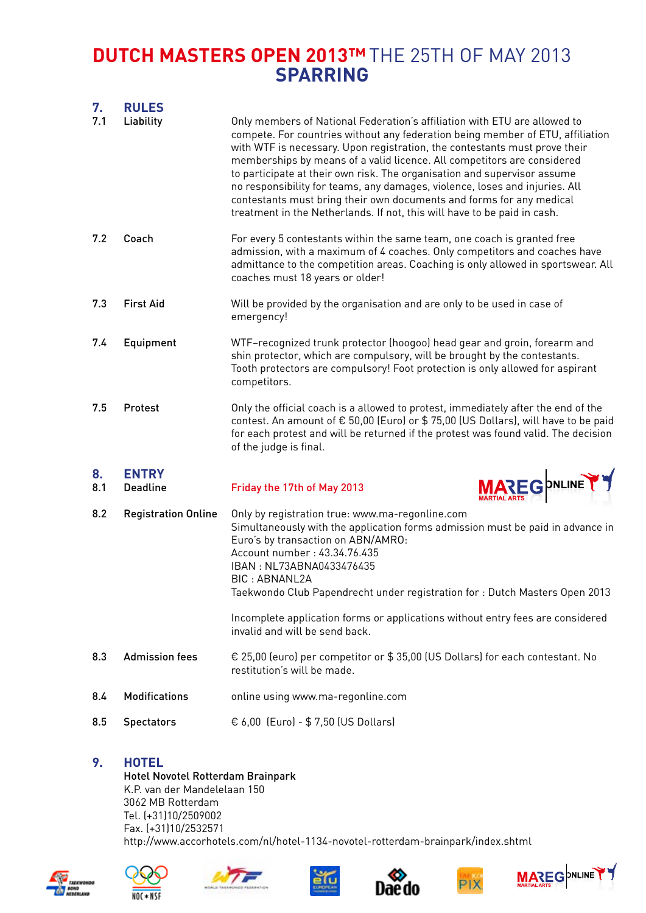# DUTCH MASTERS OPEN 2013™ THE 25TH OF MAY 2013
## SPARRING

## 7. RULES

**7.1 Liability**

Only members of National Federation's affiliation with ETU are allowed to compete. For countries without any federation being member of ETU, affiliation with WTF is necessary. Upon registration, the contestants must prove their memberships by means of a valid licence. All competitors are considered to participate at their own risk. The organisation and supervisor assume no responsibility for teams, any damages, violence, loses and injuries. All contestants must bring their own documents and forms for any medical treatment in the Netherlands. If not, this will have to be paid in cash.

**7.2 Coach**

For every 5 contestants within the same team, one coach is granted free admission, with a maximum of 4 coaches. Only competitors and coaches have admittance to the competition areas. Coaching is only allowed in sportswear. All coaches must 18 years or older!

**7.3 First Aid**

Will be provided by the organisation and are only to be used in case of emergency!

**7.4 Equipment**

WTF–recognized trunk protector (hoogoo) head gear and groin, forearm and shin protector, which are compulsory, will be brought by the contestants. Tooth protectors are compulsory! Foot protection is only allowed for aspirant competitors.

**7.5 Protest**

Only the official coach is a allowed to protest, immediately after the end of the contest. An amount of € 50,00 (Euro) or $ 75,00 (US Dollars), will have to be paid for each protest and will be returned if the protest was found valid. The decision of the judge is final.

## 8. ENTRY

**8.1 Deadline**

Friday the 17th of May 2013

**8.2 Registration Online**

Only by registration true: www.ma-regonline.com
Simultaneously with the application forms admission must be paid in advance in Euro's by transaction on ABN/AMRO:
Account number : 43.34.76.435
IBAN : NL73ABNA0433476435
BIC : ABNANL2A
Taekwondo Club Papendrecht under registration for : Dutch Masters Open 2013

Incomplete application forms or applications without entry fees are considered invalid and will be send back.

**8.3 Admission fees**

€ 25,00 (euro) per competitor or $ 35,00 (US Dollars) for each contestant. No restitution's will be made.

**8.4 Modifications**

online using www.ma-regonline.com

**8.5 Spectators**

€ 6,00 (Euro) - $ 7,50 (US Dollars)

## 9. HOTEL

**Hotel Novotel Rotterdam Brainpark**
K.P. van der Mandelelaan 150
3062 MB Rotterdam
Tel. (+31)10/2509002
Fax. (+31)10/2532571
http://www.accorhotels.com/nl/hotel-1134-novotel-rotterdam-brainpark/index.shtml